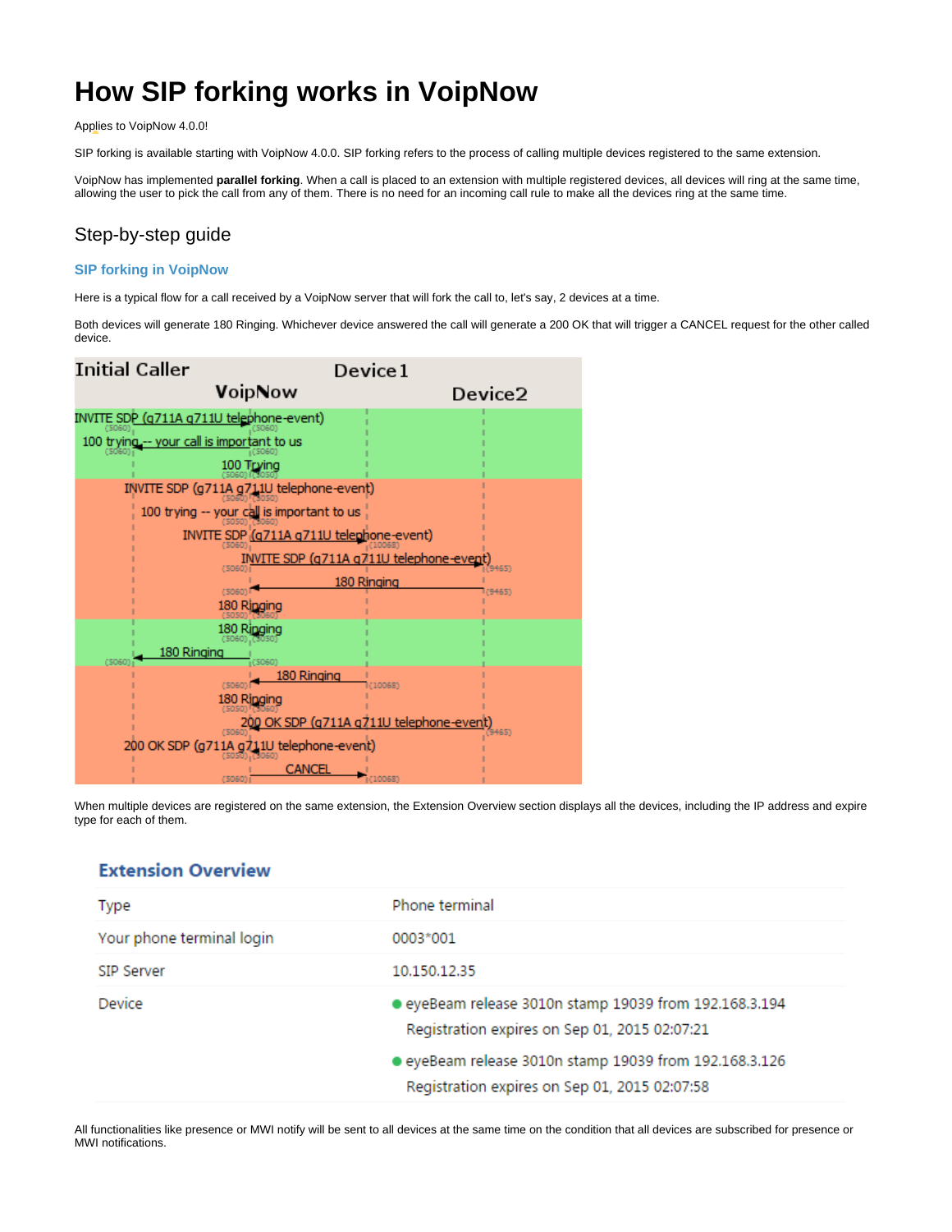# How SIP forking works in VoipNow

Applies to VoipNow 4.0.0!

SIP forking is available starting with VoipNow 4.0.0. SIP forking refers to the process of calling multiple devices registered to the same extension.

VoipNow has implemented **parallel forking**. When a call is placed to an extension with multiple registered devices, all devices will ring at the same time, allowing the user to pick the call from any of them. There is no need for an incoming call rule to make all the devices ring at the same time.

## Step-by-step guide

### SIP forking in VoipNow

Here is a typical flow for a call received by a VoipNow server that will fork the call to, let's say, 2 devices at a time.

Both devices will generate 180 Ringing. Whichever device answered the call will generate a 200 OK that will trigger a CANCEL request for the other called device.

```
Initial Caller        VoipNow        Device1        Device2

INVITE SDP (g711A g711U telephone-event)
100 trying -- your call is important to us
100 Trying
INVITE SDP (g711A g711U telephone-event)
100 trying -- your call is important to us
INVITE SDP (g711A g711U telephone-event)
INVITE SDP (g711A g711U telephone-event)
180 Ringing
180 Ringing
180 Ringing
180 Ringing
180 Ringing
180 Ringing
200 OK SDP (g711A g711U telephone-event)
200 OK SDP (g711A g711U telephone-event)
CANCEL
```

When multiple devices are registered on the same extension, the Extension Overview section displays all the devices, including the IP address and expire type for each of them.

**Extension Overview**

| | |
|---|---|
| Type | Phone terminal |
| Your phone terminal login | 0003*001 |
| SIP Server | 10.150.12.35 |
| Device | eyeBeam release 3010n stamp 19039 from 192.168.3.194<br>Registration expires on Sep 01, 2015 02:07:21<br>eyeBeam release 3010n stamp 19039 from 192.168.3.126<br>Registration expires on Sep 01, 2015 02:07:58 |

All functionalities like presence or MWI notify will be sent to all devices at the same time on the condition that all devices are subscribed for presence or MWI notifications.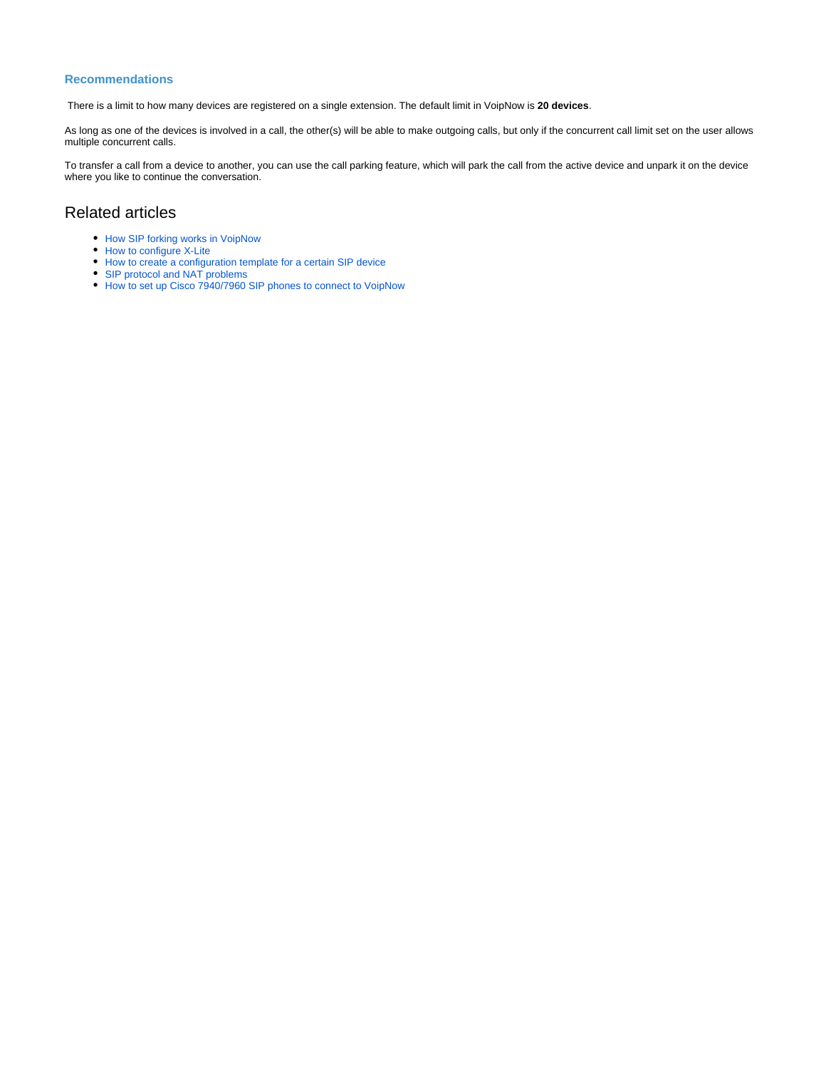### Recommendations

There is a limit to how many devices are registered on a single extension. The default limit in VoipNow is **20 devices**.

As long as one of the devices is involved in a call, the other(s) will be able to make outgoing calls, but only if the concurrent call limit set on the user allows multiple concurrent calls.

To transfer a call from a device to another, you can use the call parking feature, which will park the call from the active device and unpark it on the device where you like to continue the conversation.

## Related articles

- How SIP forking works in VoipNow
- How to configure X-Lite
- How to create a configuration template for a certain SIP device
- SIP protocol and NAT problems
- How to set up Cisco 7940/7960 SIP phones to connect to VoipNow